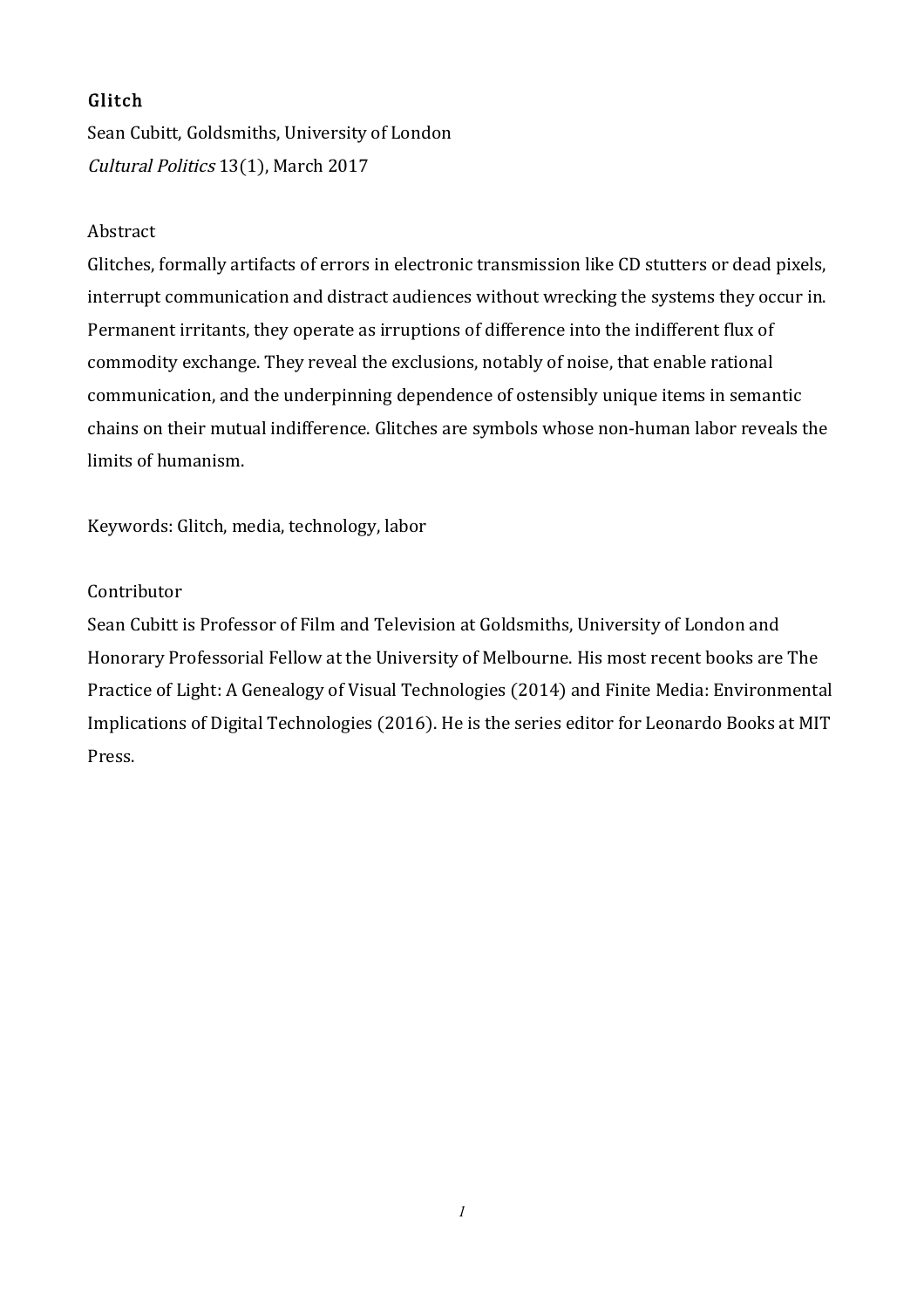# Glitch

Sean Cubitt, Goldsmiths, University of London

*Cultural Politics* 13(1), March 2017

## Abstract

Glitches, formally artifacts of errors in electronic transmission like CD stutters or dead pixels, interrupt communication and distract audiences without wrecking the systems they occur in. Permanent irritants, they operate as irruptions of difference into the indifferent flux of commodity exchange. They reveal the exclusions, notably of noise, that enable rational communication, and the underpinning dependence of ostensibly unique items in semantic chains on their mutual indifference. Glitches are symbols whose non-human labor reveals the limits of humanism.

Keywords: Glitch, media, technology, labor

## Contributor

Sean Cubitt is Professor of Film and Television at Goldsmiths, University of London and Honorary Professorial Fellow at the University of Melbourne. His most recent books are The Practice of Light: A Genealogy of Visual Technologies (2014) and Finite Media: Environmental Implications of Digital Technologies (2016). He is the series editor for Leonardo Books at MIT Press.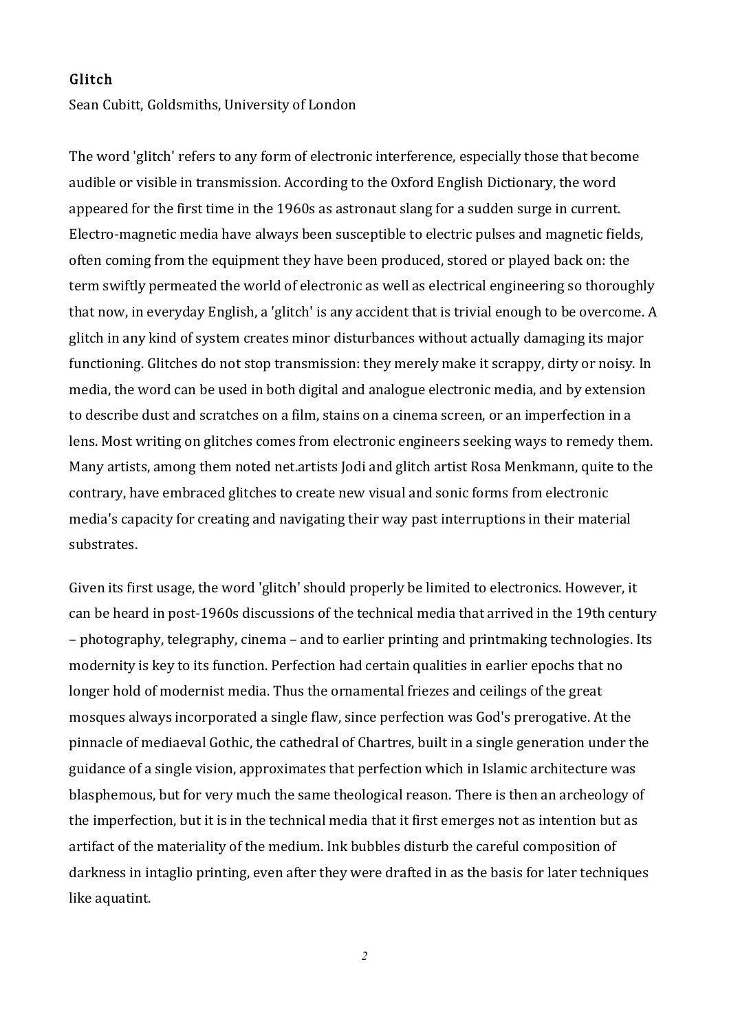# Glitch

Sean Cubitt, Goldsmiths, University of London

The word 'glitch' refers to any form of electronic interference, especially those that become audible or visible in transmission. According to the Oxford English Dictionary, the word appeared for the first time in the 1960s as astronaut slang for a sudden surge in current. Electro-magnetic media have always been susceptible to electric pulses and magnetic fields, often coming from the equipment they have been produced, stored or played back on: the term swiftly permeated the world of electronic as well as electrical engineering so thoroughly that now, in everyday English, a 'glitch' is any accident that is trivial enough to be overcome. A glitch in any kind of system creates minor disturbances without actually damaging its major functioning. Glitches do not stop transmission: they merely make it scrappy, dirty or noisy. In media, the word can be used in both digital and analogue electronic media, and by extension to describe dust and scratches on a film, stains on a cinema screen, or an imperfection in a lens. Most writing on glitches comes from electronic engineers seeking ways to remedy them. Many artists, among them noted net.artists Jodi and glitch artist Rosa Menkmann, quite to the contrary, have embraced glitches to create new visual and sonic forms from electronic media's capacity for creating and navigating their way past interruptions in their material substrates.

Given its first usage, the word 'glitch' should properly be limited to electronics. However, it can be heard in post-1960s discussions of the technical media that arrived in the 19th century – photography, telegraphy, cinema – and to earlier printing and printmaking technologies. Its modernity is key to its function. Perfection had certain qualities in earlier epochs that no longer hold of modernist media. Thus the ornamental friezes and ceilings of the great mosques always incorporated a single flaw, since perfection was God's prerogative. At the pinnacle of mediaeval Gothic, the cathedral of Chartres, built in a single generation under the guidance of a single vision, approximates that perfection which in Islamic architecture was blasphemous, but for very much the same theological reason. There is then an archeology of the imperfection, but it is in the technical media that it first emerges not as intention but as artifact of the materiality of the medium. Ink bubbles disturb the careful composition of darkness in intaglio printing, even after they were drafted in as the basis for later techniques like aquatint.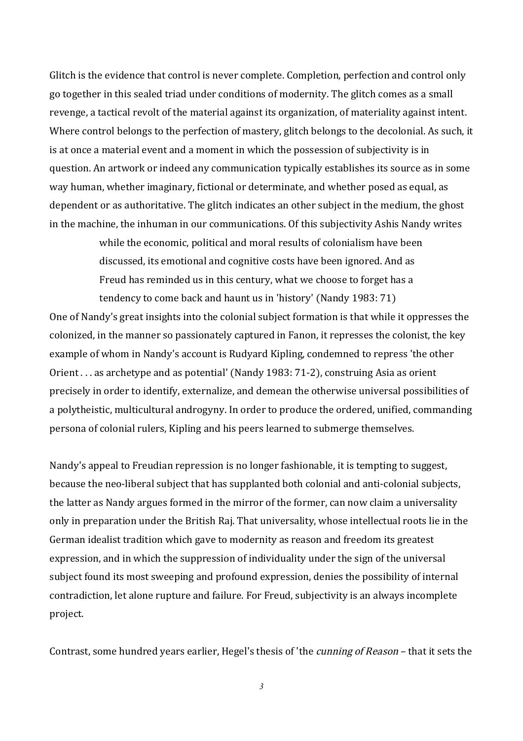Glitch is the evidence that control is never complete. Completion, perfection and control only go together in this sealed triad under conditions of modernity. The glitch comes as a small revenge, a tactical revolt of the material against its organization, of materiality against intent. Where control belongs to the perfection of mastery, glitch belongs to the decolonial. As such, it is at once a material event and a moment in which the possession of subjectivity is in question. An artwork or indeed any communication typically establishes its source as in some way human, whether imaginary, fictional or determinate, and whether posed as equal, as dependent or as authoritative. The glitch indicates an other subject in the medium, the ghost in the machine, the inhuman in our communications. Of this subjectivity Ashis Nandy writes

> while the economic, political and moral results of colonialism have been discussed, its emotional and cognitive costs have been ignored. And as Freud has reminded us in this century, what we choose to forget has a tendency to come back and haunt us in 'history' (Nandy 1983: 71)

One of Nandy's great insights into the colonial subject formation is that while it oppresses the colonized, in the manner so passionately captured in Fanon, it represses the colonist, the key example of whom in Nandy's account is Rudyard Kipling, condemned to repress 'the other Orient . . . as archetype and as potential' (Nandy 1983: 71-2), construing Asia as orient precisely in order to identify, externalize, and demean the otherwise universal possibilities of a polytheistic, multicultural androgyny. In order to produce the ordered, unified, commanding persona of colonial rulers, Kipling and his peers learned to submerge themselves.

Nandy's appeal to Freudian repression is no longer fashionable, it is tempting to suggest, because the neo-liberal subject that has supplanted both colonial and anti-colonial subjects, the latter as Nandy argues formed in the mirror of the former, can now claim a universality only in preparation under the British Raj. That universality, whose intellectual roots lie in the German idealist tradition which gave to modernity as reason and freedom its greatest expression, and in which the suppression of individuality under the sign of the universal subject found its most sweeping and profound expression, denies the possibility of internal contradiction, let alone rupture and failure. For Freud, subjectivity is an always incomplete project.

Contrast, some hundred years earlier, Hegel's thesis of 'the *cunning of Reason* – that it sets the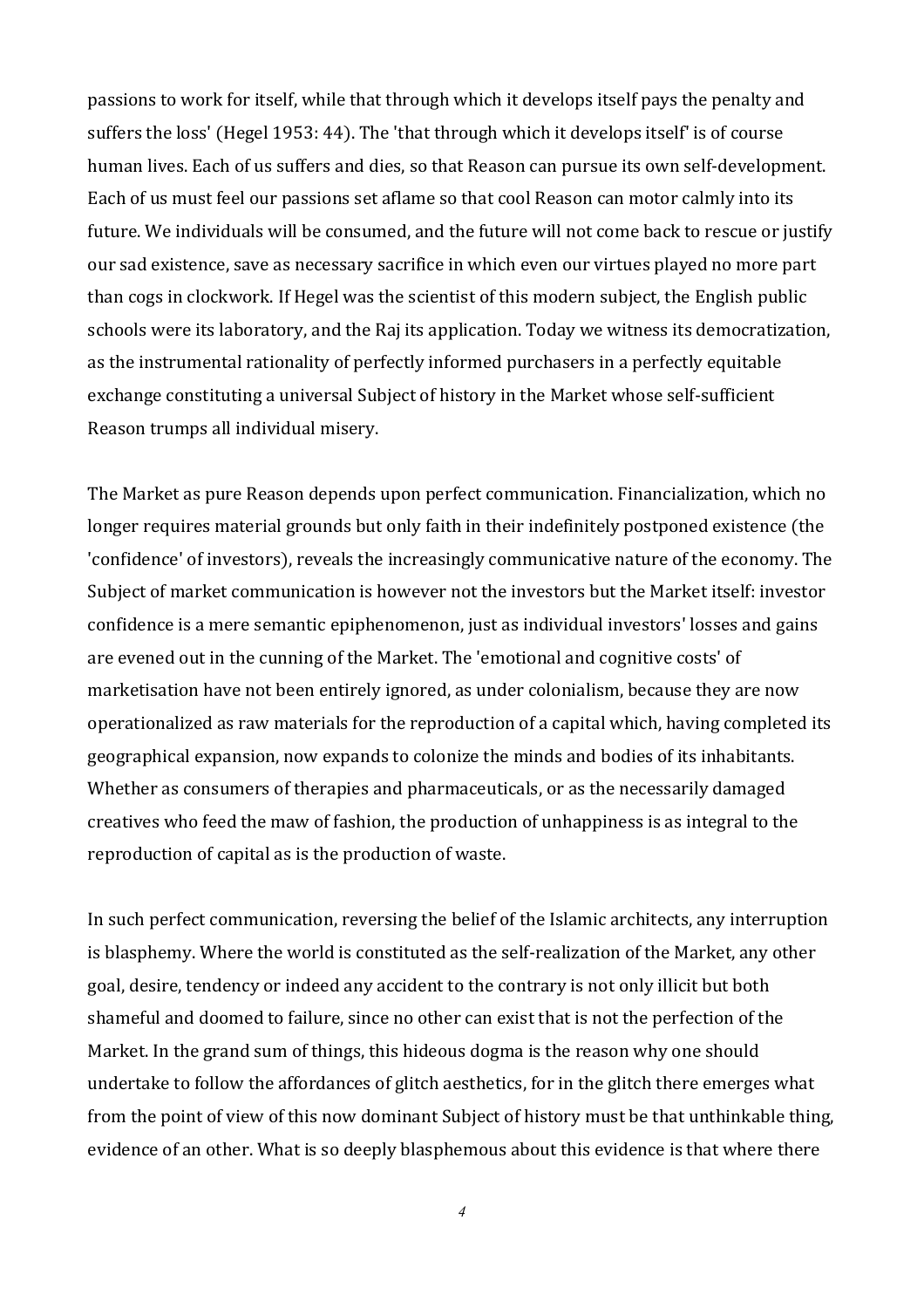passions to work for itself, while that through which it develops itself pays the penalty and suffers the loss' (Hegel 1953: 44). The 'that through which it develops itself' is of course human lives. Each of us suffers and dies, so that Reason can pursue its own self-development. Each of us must feel our passions set aflame so that cool Reason can motor calmly into its future. We individuals will be consumed, and the future will not come back to rescue or justify our sad existence, save as necessary sacrifice in which even our virtues played no more part than cogs in clockwork. If Hegel was the scientist of this modern subject, the English public schools were its laboratory, and the Raj its application. Today we witness its democratization, as the instrumental rationality of perfectly informed purchasers in a perfectly equitable exchange constituting a universal Subject of history in the Market whose self-sufficient Reason trumps all individual misery.

The Market as pure Reason depends upon perfect communication. Financialization, which no longer requires material grounds but only faith in their indefinitely postponed existence (the 'confidence' of investors), reveals the increasingly communicative nature of the economy. The Subject of market communication is however not the investors but the Market itself: investor confidence is a mere semantic epiphenomenon, just as individual investors' losses and gains are evened out in the cunning of the Market. The 'emotional and cognitive costs' of marketisation have not been entirely ignored, as under colonialism, because they are now operationalized as raw materials for the reproduction of a capital which, having completed its geographical expansion, now expands to colonize the minds and bodies of its inhabitants. Whether as consumers of therapies and pharmaceuticals, or as the necessarily damaged creatives who feed the maw of fashion, the production of unhappiness is as integral to the reproduction of capital as is the production of waste.

In such perfect communication, reversing the belief of the Islamic architects, any interruption is blasphemy. Where the world is constituted as the self-realization of the Market, any other goal, desire, tendency or indeed any accident to the contrary is not only illicit but both shameful and doomed to failure, since no other can exist that is not the perfection of the Market. In the grand sum of things, this hideous dogma is the reason why one should undertake to follow the affordances of glitch aesthetics, for in the glitch there emerges what from the point of view of this now dominant Subject of history must be that unthinkable thing, evidence of an other. What is so deeply blasphemous about this evidence is that where there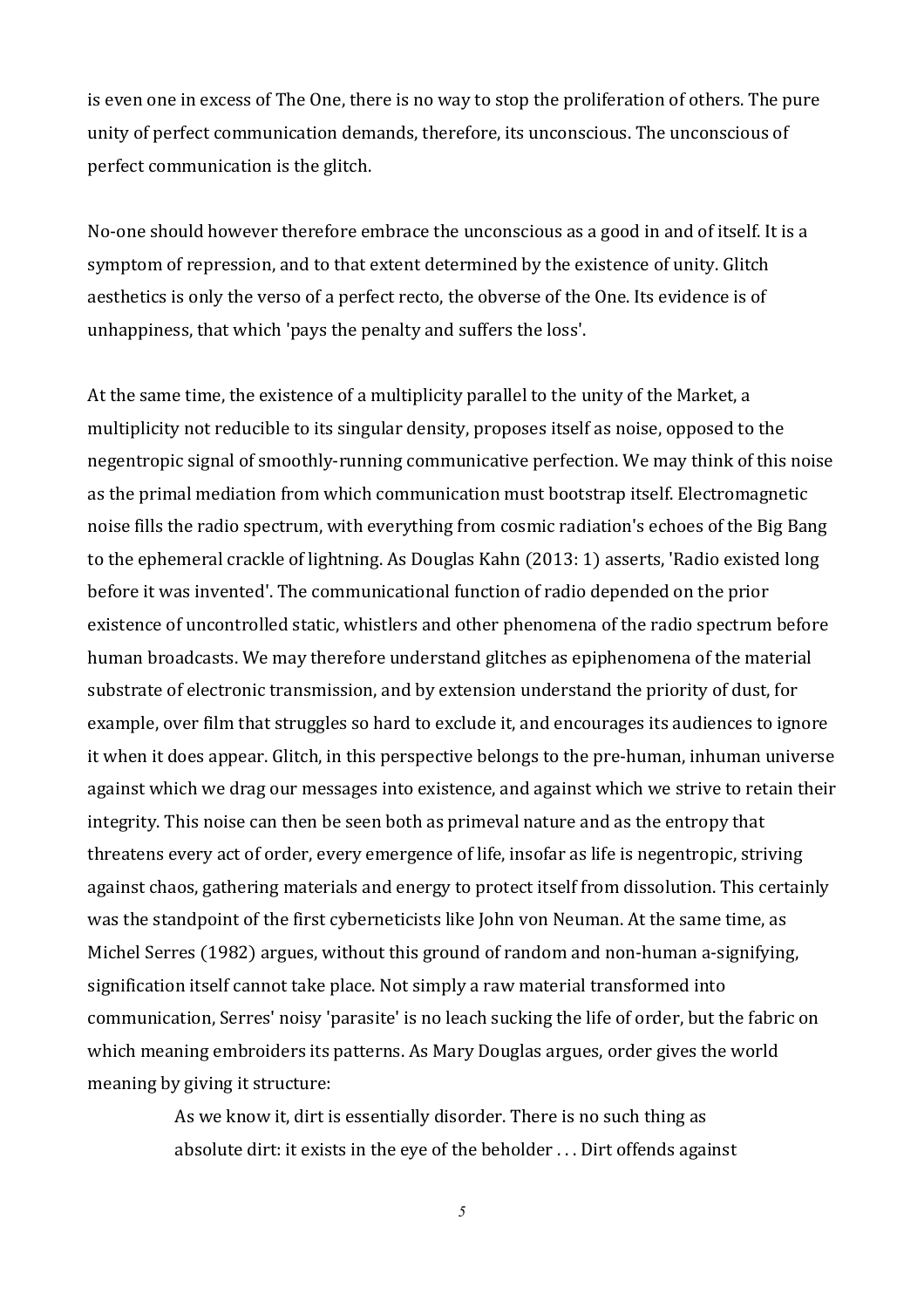is even one in excess of The One, there is no way to stop the proliferation of others. The pure unity of perfect communication demands, therefore, its unconscious. The unconscious of perfect communication is the glitch.

No-one should however therefore embrace the unconscious as a good in and of itself. It is a symptom of repression, and to that extent determined by the existence of unity. Glitch aesthetics is only the verso of a perfect recto, the obverse of the One. Its evidence is of unhappiness, that which 'pays the penalty and suffers the loss'.

At the same time, the existence of a multiplicity parallel to the unity of the Market, a multiplicity not reducible to its singular density, proposes itself as noise, opposed to the negentropic signal of smoothly-running communicative perfection. We may think of this noise as the primal mediation from which communication must bootstrap itself. Electromagnetic noise fills the radio spectrum, with everything from cosmic radiation's echoes of the Big Bang to the ephemeral crackle of lightning. As Douglas Kahn (2013: 1) asserts, 'Radio existed long before it was invented'. The communicational function of radio depended on the prior existence of uncontrolled static, whistlers and other phenomena of the radio spectrum before human broadcasts. We may therefore understand glitches as epiphenomena of the material substrate of electronic transmission, and by extension understand the priority of dust, for example, over film that struggles so hard to exclude it, and encourages its audiences to ignore it when it does appear. Glitch, in this perspective belongs to the pre-human, inhuman universe against which we drag our messages into existence, and against which we strive to retain their integrity. This noise can then be seen both as primeval nature and as the entropy that threatens every act of order, every emergence of life, insofar as life is negentropic, striving against chaos, gathering materials and energy to protect itself from dissolution. This certainly was the standpoint of the first cyberneticists like John von Neuman. At the same time, as Michel Serres (1982) argues, without this ground of random and non-human a-signifying, signification itself cannot take place. Not simply a raw material transformed into communication, Serres' noisy 'parasite' is no leach sucking the life of order, but the fabric on which meaning embroiders its patterns. As Mary Douglas argues, order gives the world meaning by giving it structure:

> As we know it, dirt is essentially disorder. There is no such thing as absolute dirt: it exists in the eye of the beholder . . . Dirt offends against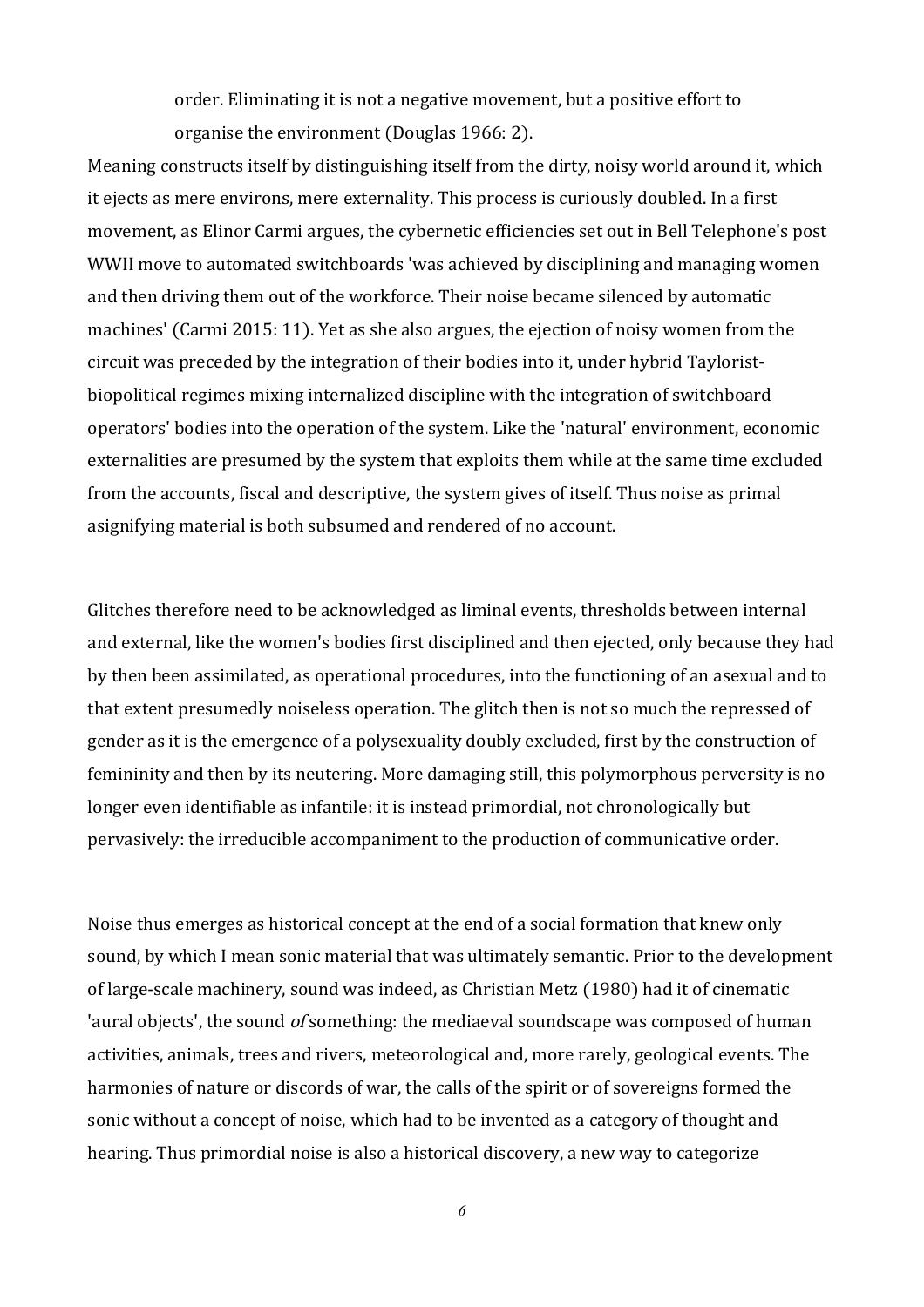> order. Eliminating it is not a negative movement, but a positive effort to organise the environment (Douglas 1966: 2).

Meaning constructs itself by distinguishing itself from the dirty, noisy world around it, which it ejects as mere environs, mere externality. This process is curiously doubled. In a first movement, as Elinor Carmi argues, the cybernetic efficiencies set out in Bell Telephone's post WWII move to automated switchboards 'was achieved by disciplining and managing women and then driving them out of the workforce. Their noise became silenced by automatic machines' (Carmi 2015: 11). Yet as she also argues, the ejection of noisy women from the circuit was preceded by the integration of their bodies into it, under hybrid Taylorist-biopolitical regimes mixing internalized discipline with the integration of switchboard operators' bodies into the operation of the system. Like the 'natural' environment, economic externalities are presumed by the system that exploits them while at the same time excluded from the accounts, fiscal and descriptive, the system gives of itself. Thus noise as primal asignifying material is both subsumed and rendered of no account.

Glitches therefore need to be acknowledged as liminal events, thresholds between internal and external, like the women's bodies first disciplined and then ejected, only because they had by then been assimilated, as operational procedures, into the functioning of an asexual and to that extent presumedly noiseless operation. The glitch then is not so much the repressed of gender as it is the emergence of a polysexuality doubly excluded, first by the construction of femininity and then by its neutering. More damaging still, this polymorphous perversity is no longer even identifiable as infantile: it is instead primordial, not chronologically but pervasively: the irreducible accompaniment to the production of communicative order.

Noise thus emerges as historical concept at the end of a social formation that knew only sound, by which I mean sonic material that was ultimately semantic. Prior to the development of large-scale machinery, sound was indeed, as Christian Metz (1980) had it of cinematic 'aural objects', the sound *of* something: the mediaeval soundscape was composed of human activities, animals, trees and rivers, meteorological and, more rarely, geological events. The harmonies of nature or discords of war, the calls of the spirit or of sovereigns formed the sonic without a concept of noise, which had to be invented as a category of thought and hearing. Thus primordial noise is also a historical discovery, a new way to categorize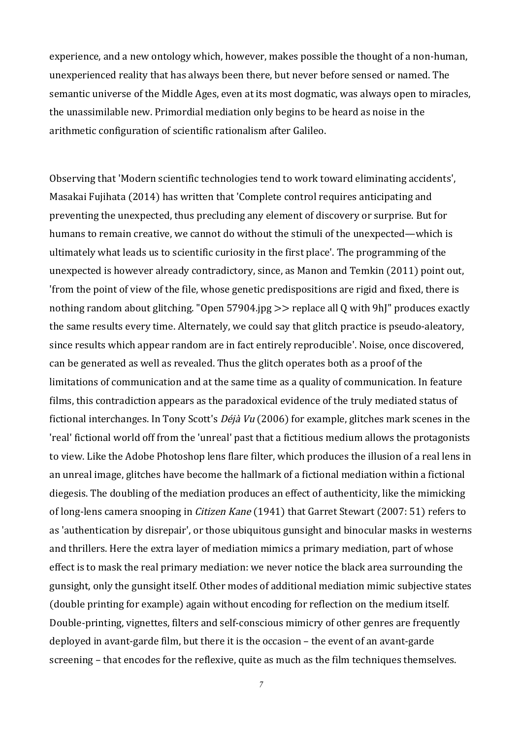experience, and a new ontology which, however, makes possible the thought of a non-human, unexperienced reality that has always been there, but never before sensed or named. The semantic universe of the Middle Ages, even at its most dogmatic, was always open to miracles, the unassimilable new. Primordial mediation only begins to be heard as noise in the arithmetic configuration of scientific rationalism after Galileo.

Observing that 'Modern scientific technologies tend to work toward eliminating accidents', Masakai Fujihata (2014) has written that 'Complete control requires anticipating and preventing the unexpected, thus precluding any element of discovery or surprise. But for humans to remain creative, we cannot do without the stimuli of the unexpected—which is ultimately what leads us to scientific curiosity in the first place'. The programming of the unexpected is however already contradictory, since, as Manon and Temkin (2011) point out, 'from the point of view of the file, whose genetic predispositions are rigid and fixed, there is nothing random about glitching. "Open 57904.jpg >> replace all Q with 9hJ" produces exactly the same results every time. Alternately, we could say that glitch practice is pseudo-aleatory, since results which appear random are in fact entirely reproducible'. Noise, once discovered, can be generated as well as revealed. Thus the glitch operates both as a proof of the limitations of communication and at the same time as a quality of communication. In feature films, this contradiction appears as the paradoxical evidence of the truly mediated status of fictional interchanges. In Tony Scott's *Déjà Vu* (2006) for example, glitches mark scenes in the 'real' fictional world off from the 'unreal' past that a fictitious medium allows the protagonists to view. Like the Adobe Photoshop lens flare filter, which produces the illusion of a real lens in an unreal image, glitches have become the hallmark of a fictional mediation within a fictional diegesis. The doubling of the mediation produces an effect of authenticity, like the mimicking of long-lens camera snooping in *Citizen Kane* (1941) that Garret Stewart (2007: 51) refers to as 'authentication by disrepair', or those ubiquitous gunsight and binocular masks in westerns and thrillers. Here the extra layer of mediation mimics a primary mediation, part of whose effect is to mask the real primary mediation: we never notice the black area surrounding the gunsight, only the gunsight itself. Other modes of additional mediation mimic subjective states (double printing for example) again without encoding for reflection on the medium itself. Double-printing, vignettes, filters and self-conscious mimicry of other genres are frequently deployed in avant-garde film, but there it is the occasion – the event of an avant-garde screening – that encodes for the reflexive, quite as much as the film techniques themselves.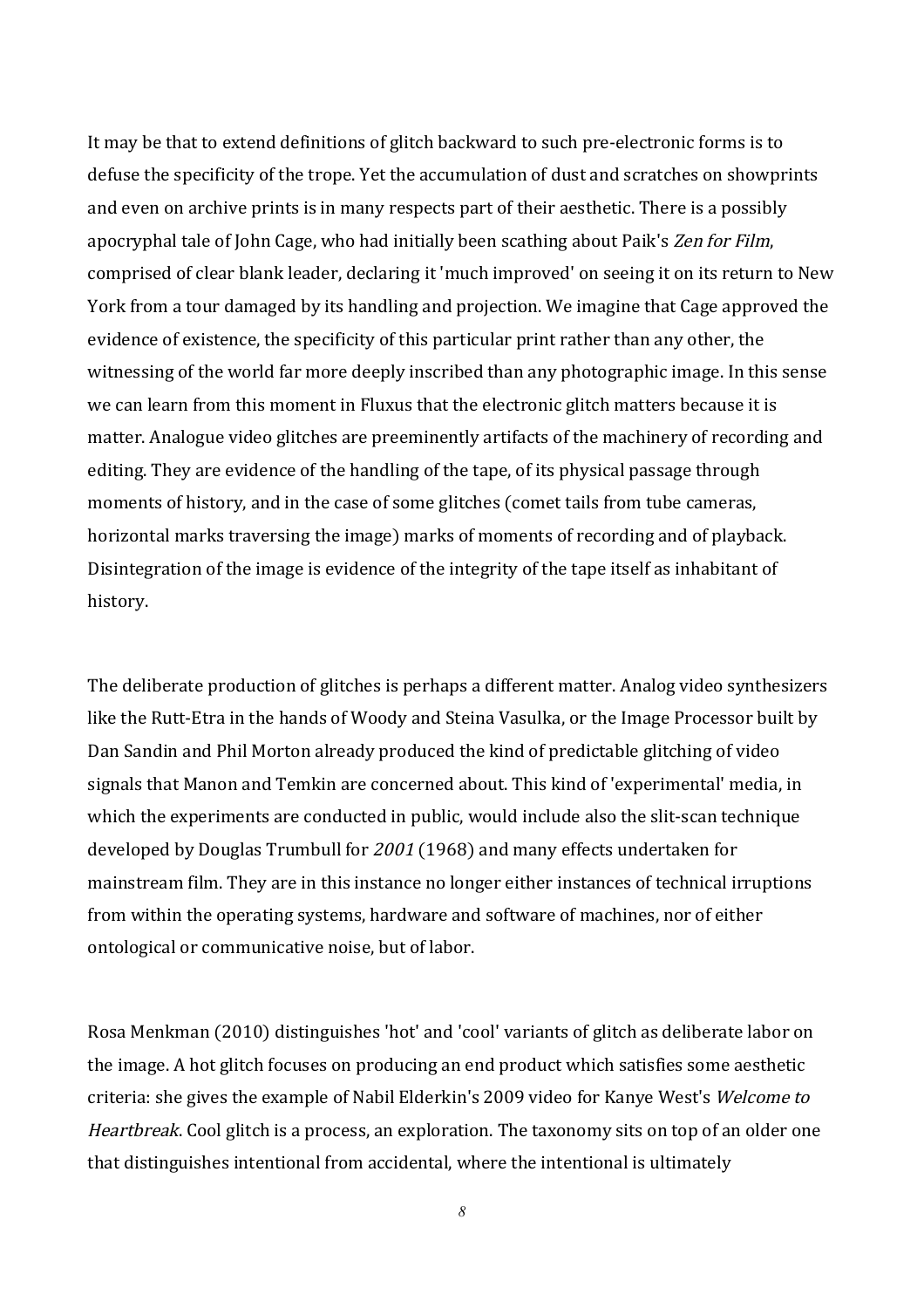It may be that to extend definitions of glitch backward to such pre-electronic forms is to defuse the specificity of the trope. Yet the accumulation of dust and scratches on showprints and even on archive prints is in many respects part of their aesthetic. There is a possibly apocryphal tale of John Cage, who had initially been scathing about Paik's *Zen for Film*, comprised of clear blank leader, declaring it 'much improved' on seeing it on its return to New York from a tour damaged by its handling and projection. We imagine that Cage approved the evidence of existence, the specificity of this particular print rather than any other, the witnessing of the world far more deeply inscribed than any photographic image. In this sense we can learn from this moment in Fluxus that the electronic glitch matters because it is matter. Analogue video glitches are preeminently artifacts of the machinery of recording and editing. They are evidence of the handling of the tape, of its physical passage through moments of history, and in the case of some glitches (comet tails from tube cameras, horizontal marks traversing the image) marks of moments of recording and of playback. Disintegration of the image is evidence of the integrity of the tape itself as inhabitant of history.

The deliberate production of glitches is perhaps a different matter. Analog video synthesizers like the Rutt-Etra in the hands of Woody and Steina Vasulka, or the Image Processor built by Dan Sandin and Phil Morton already produced the kind of predictable glitching of video signals that Manon and Temkin are concerned about. This kind of 'experimental' media, in which the experiments are conducted in public, would include also the slit-scan technique developed by Douglas Trumbull for *2001* (1968) and many effects undertaken for mainstream film. They are in this instance no longer either instances of technical irruptions from within the operating systems, hardware and software of machines, nor of either ontological or communicative noise, but of labor.

Rosa Menkman (2010) distinguishes 'hot' and 'cool' variants of glitch as deliberate labor on the image. A hot glitch focuses on producing an end product which satisfies some aesthetic criteria: she gives the example of Nabil Elderkin's 2009 video for Kanye West's *Welcome to Heartbreak*. Cool glitch is a process, an exploration. The taxonomy sits on top of an older one that distinguishes intentional from accidental, where the intentional is ultimately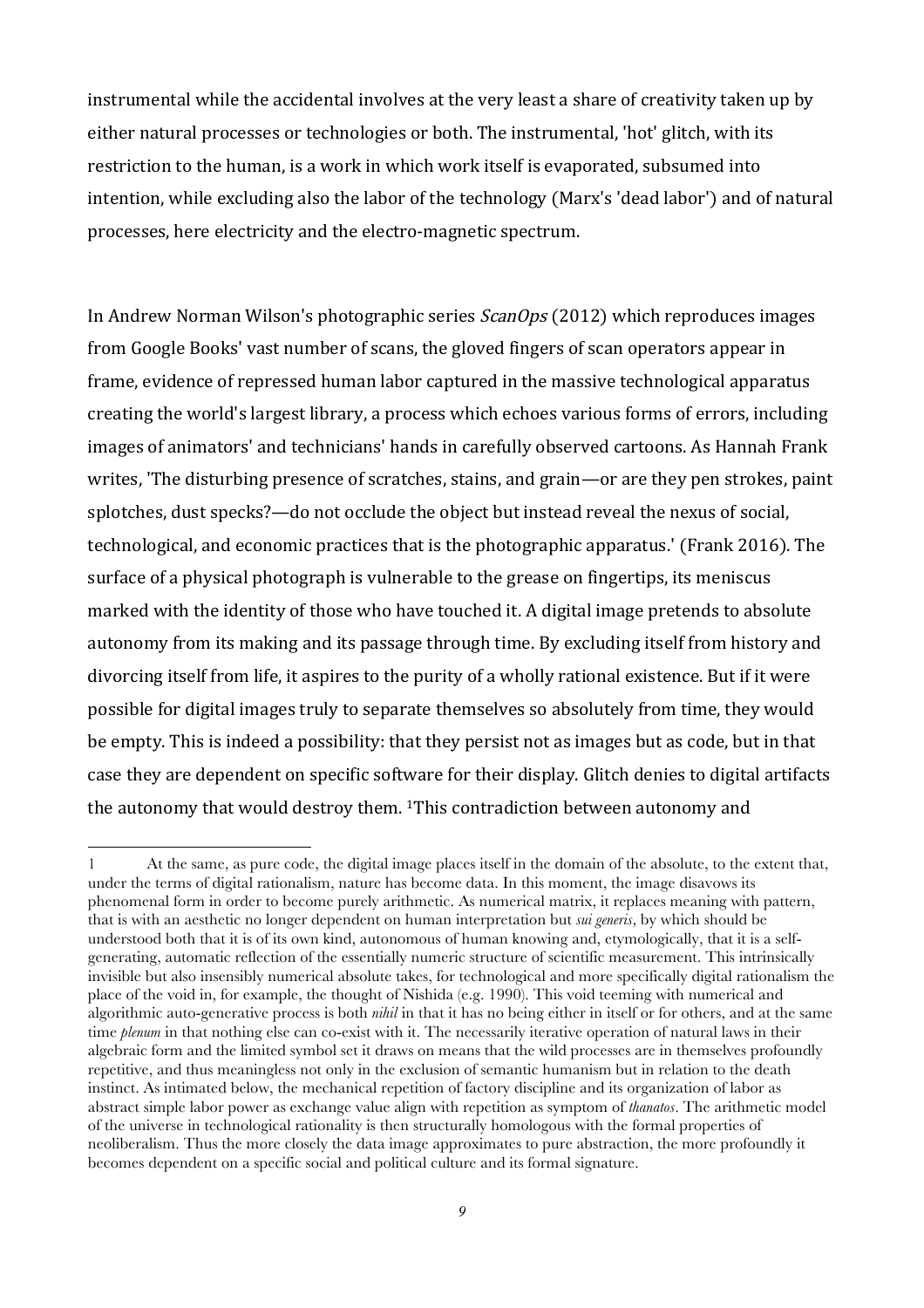instrumental while the accidental involves at the very least a share of creativity taken up by either natural processes or technologies or both. The instrumental, 'hot' glitch, with its restriction to the human, is a work in which work itself is evaporated, subsumed into intention, while excluding also the labor of the technology (Marx's 'dead labor') and of natural processes, here electricity and the electro-magnetic spectrum.

In Andrew Norman Wilson's photographic series *ScanOps* (2012) which reproduces images from Google Books' vast number of scans, the gloved fingers of scan operators appear in frame, evidence of repressed human labor captured in the massive technological apparatus creating the world's largest library, a process which echoes various forms of errors, including images of animators' and technicians' hands in carefully observed cartoons. As Hannah Frank writes, 'The disturbing presence of scratches, stains, and grain—or are they pen strokes, paint splotches, dust specks?—do not occlude the object but instead reveal the nexus of social, technological, and economic practices that is the photographic apparatus.' (Frank 2016). The surface of a physical photograph is vulnerable to the grease on fingertips, its meniscus marked with the identity of those who have touched it. A digital image pretends to absolute autonomy from its making and its passage through time. By excluding itself from history and divorcing itself from life, it aspires to the purity of a wholly rational existence. But if it were possible for digital images truly to separate themselves so absolutely from time, they would be empty. This is indeed a possibility: that they persist not as images but as code, but in that case they are dependent on specific software for their display. Glitch denies to digital artifacts the autonomy that would destroy them. [1]This contradiction between autonomy and

---

1 At the same, as pure code, the digital image places itself in the domain of the absolute, to the extent that, under the terms of digital rationalism, nature has become data. In this moment, the image disavows its phenomenal form in order to become purely arithmetic. As numerical matrix, it replaces meaning with pattern, that is with an aesthetic no longer dependent on human interpretation but *sui generis*, by which should be understood both that it is of its own kind, autonomous of human knowing and, etymologically, that it is a self-generating, automatic reflection of the essentially numeric structure of scientific measurement. This intrinsically invisible but also insensibly numerical absolute takes, for technological and more specifically digital rationalism the place of the void in, for example, the thought of Nishida (e.g. 1990). This void teeming with numerical and algorithmic auto-generative process is both *nihil* in that it has no being either in itself or for others, and at the same time *plenum* in that nothing else can co-exist with it. The necessarily iterative operation of natural laws in their algebraic form and the limited symbol set it draws on means that the wild processes are in themselves profoundly repetitive, and thus meaningless not only in the exclusion of semantic humanism but in relation to the death instinct. As intimated below, the mechanical repetition of factory discipline and its organization of labor as abstract simple labor power as exchange value align with repetition as symptom of *thanatos*. The arithmetic model of the universe in technological rationality is then structurally homologous with the formal properties of neoliberalism. Thus the more closely the data image approximates to pure abstraction, the more profoundly it becomes dependent on a specific social and political culture and its formal signature.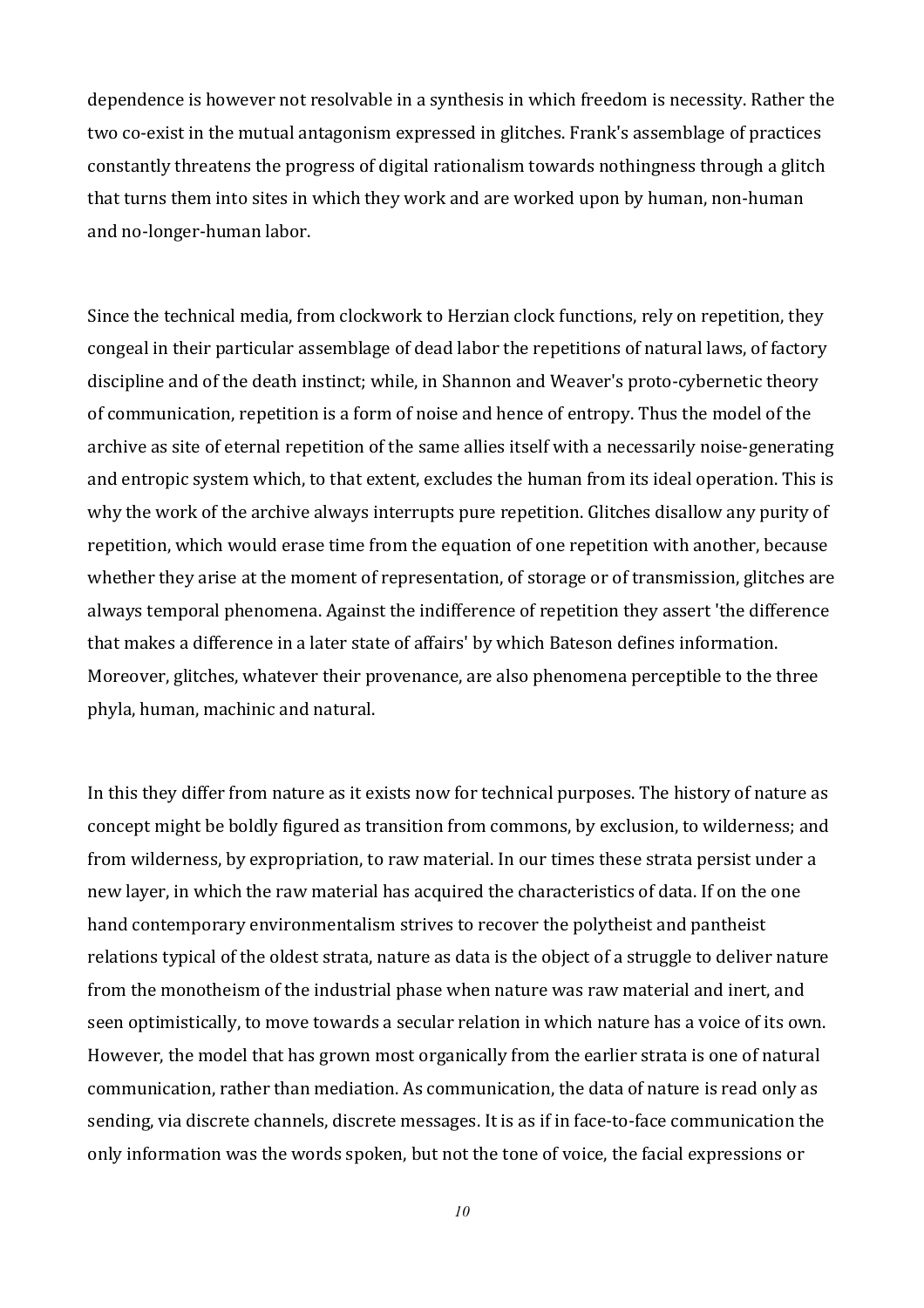dependence is however not resolvable in a synthesis in which freedom is necessity. Rather the two co-exist in the mutual antagonism expressed in glitches. Frank's assemblage of practices constantly threatens the progress of digital rationalism towards nothingness through a glitch that turns them into sites in which they work and are worked upon by human, non-human and no-longer-human labor.

Since the technical media, from clockwork to Herzian clock functions, rely on repetition, they congeal in their particular assemblage of dead labor the repetitions of natural laws, of factory discipline and of the death instinct; while, in Shannon and Weaver's proto-cybernetic theory of communication, repetition is a form of noise and hence of entropy. Thus the model of the archive as site of eternal repetition of the same allies itself with a necessarily noise-generating and entropic system which, to that extent, excludes the human from its ideal operation. This is why the work of the archive always interrupts pure repetition. Glitches disallow any purity of repetition, which would erase time from the equation of one repetition with another, because whether they arise at the moment of representation, of storage or of transmission, glitches are always temporal phenomena. Against the indifference of repetition they assert 'the difference that makes a difference in a later state of affairs' by which Bateson defines information. Moreover, glitches, whatever their provenance, are also phenomena perceptible to the three phyla, human, machinic and natural.

In this they differ from nature as it exists now for technical purposes. The history of nature as concept might be boldly figured as transition from commons, by exclusion, to wilderness; and from wilderness, by expropriation, to raw material. In our times these strata persist under a new layer, in which the raw material has acquired the characteristics of data. If on the one hand contemporary environmentalism strives to recover the polytheist and pantheist relations typical of the oldest strata, nature as data is the object of a struggle to deliver nature from the monotheism of the industrial phase when nature was raw material and inert, and seen optimistically, to move towards a secular relation in which nature has a voice of its own. However, the model that has grown most organically from the earlier strata is one of natural communication, rather than mediation. As communication, the data of nature is read only as sending, via discrete channels, discrete messages. It is as if in face-to-face communication the only information was the words spoken, but not the tone of voice, the facial expressions or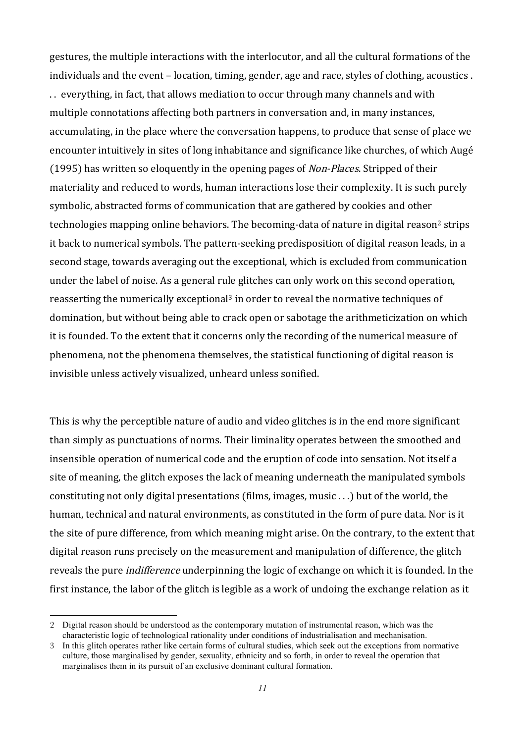gestures, the multiple interactions with the interlocutor, and all the cultural formations of the individuals and the event – location, timing, gender, age and race, styles of clothing, acoustics . . . everything, in fact, that allows mediation to occur through many channels and with multiple connotations affecting both partners in conversation and, in many instances, accumulating, in the place where the conversation happens, to produce that sense of place we encounter intuitively in sites of long inhabitance and significance like churches, of which Augé (1995) has written so eloquently in the opening pages of *Non-Places*. Stripped of their materiality and reduced to words, human interactions lose their complexity. It is such purely symbolic, abstracted forms of communication that are gathered by cookies and other technologies mapping online behaviors. The becoming-data of nature in digital reason[2] strips it back to numerical symbols. The pattern-seeking predisposition of digital reason leads, in a second stage, towards averaging out the exceptional, which is excluded from communication under the label of noise. As a general rule glitches can only work on this second operation, reasserting the numerically exceptional[3] in order to reveal the normative techniques of domination, but without being able to crack open or sabotage the arithmeticization on which it is founded. To the extent that it concerns only the recording of the numerical measure of phenomena, not the phenomena themselves, the statistical functioning of digital reason is invisible unless actively visualized, unheard unless sonified.

This is why the perceptible nature of audio and video glitches is in the end more significant than simply as punctuations of norms. Their liminality operates between the smoothed and insensible operation of numerical code and the eruption of code into sensation. Not itself a site of meaning, the glitch exposes the lack of meaning underneath the manipulated symbols constituting not only digital presentations (films, images, music . . .) but of the world, the human, technical and natural environments, as constituted in the form of pure data. Nor is it the site of pure difference, from which meaning might arise. On the contrary, to the extent that digital reason runs precisely on the measurement and manipulation of difference, the glitch reveals the pure *indifference* underpinning the logic of exchange on which it is founded. In the first instance, the labor of the glitch is legible as a work of undoing the exchange relation as it

---

[2] Digital reason should be understood as the contemporary mutation of instrumental reason, which was the characteristic logic of technological rationality under conditions of industrialisation and mechanisation.

[3] In this glitch operates rather like certain forms of cultural studies, which seek out the exceptions from normative culture, those marginalised by gender, sexuality, ethnicity and so forth, in order to reveal the operation that marginalises them in its pursuit of an exclusive dominant cultural formation.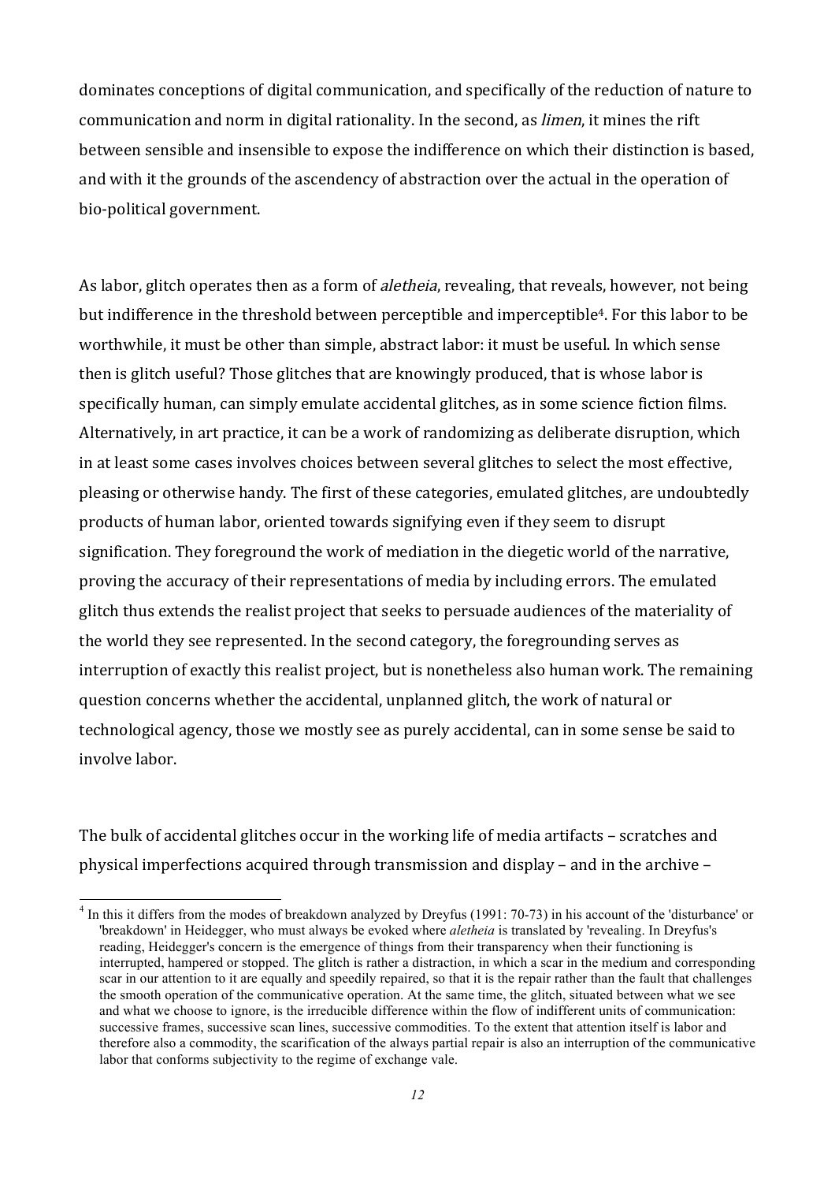dominates conceptions of digital communication, and specifically of the reduction of nature to communication and norm in digital rationality. In the second, as *limen*, it mines the rift between sensible and insensible to expose the indifference on which their distinction is based, and with it the grounds of the ascendency of abstraction over the actual in the operation of bio-political government.

As labor, glitch operates then as a form of *aletheia*, revealing, that reveals, however, not being but indifference in the threshold between perceptible and imperceptible[4]. For this labor to be worthwhile, it must be other than simple, abstract labor: it must be useful. In which sense then is glitch useful? Those glitches that are knowingly produced, that is whose labor is specifically human, can simply emulate accidental glitches, as in some science fiction films. Alternatively, in art practice, it can be a work of randomizing as deliberate disruption, which in at least some cases involves choices between several glitches to select the most effective, pleasing or otherwise handy. The first of these categories, emulated glitches, are undoubtedly products of human labor, oriented towards signifying even if they seem to disrupt signification. They foreground the work of mediation in the diegetic world of the narrative, proving the accuracy of their representations of media by including errors. The emulated glitch thus extends the realist project that seeks to persuade audiences of the materiality of the world they see represented. In the second category, the foregrounding serves as interruption of exactly this realist project, but is nonetheless also human work. The remaining question concerns whether the accidental, unplanned glitch, the work of natural or technological agency, those we mostly see as purely accidental, can in some sense be said to involve labor.

The bulk of accidental glitches occur in the working life of media artifacts – scratches and physical imperfections acquired through transmission and display – and in the archive –

[4] In this it differs from the modes of breakdown analyzed by Dreyfus (1991: 70-73) in his account of the 'disturbance' or 'breakdown' in Heidegger, who must always be evoked where *aletheia* is translated by 'revealing. In Dreyfus's reading, Heidegger's concern is the emergence of things from their transparency when their functioning is interrupted, hampered or stopped. The glitch is rather a distraction, in which a scar in the medium and corresponding scar in our attention to it are equally and speedily repaired, so that it is the repair rather than the fault that challenges the smooth operation of the communicative operation. At the same time, the glitch, situated between what we see and what we choose to ignore, is the irreducible difference within the flow of indifferent units of communication: successive frames, successive scan lines, successive commodities. To the extent that attention itself is labor and therefore also a commodity, the scarification of the always partial repair is also an interruption of the communicative labor that conforms subjectivity to the regime of exchange vale.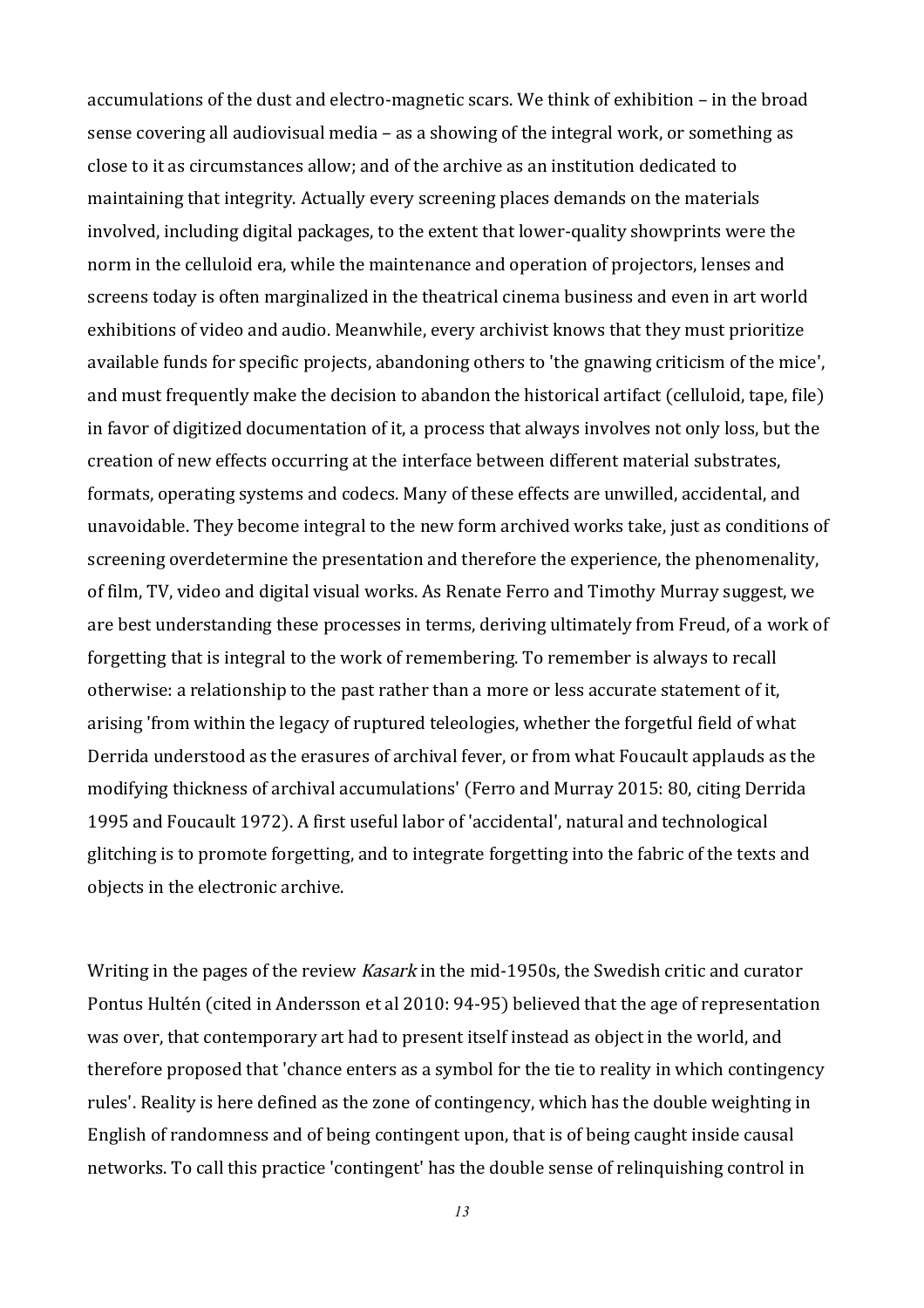accumulations of the dust and electro-magnetic scars. We think of exhibition – in the broad sense covering all audiovisual media – as a showing of the integral work, or something as close to it as circumstances allow; and of the archive as an institution dedicated to maintaining that integrity. Actually every screening places demands on the materials involved, including digital packages, to the extent that lower-quality showprints were the norm in the celluloid era, while the maintenance and operation of projectors, lenses and screens today is often marginalized in the theatrical cinema business and even in art world exhibitions of video and audio. Meanwhile, every archivist knows that they must prioritize available funds for specific projects, abandoning others to 'the gnawing criticism of the mice', and must frequently make the decision to abandon the historical artifact (celluloid, tape, file) in favor of digitized documentation of it, a process that always involves not only loss, but the creation of new effects occurring at the interface between different material substrates, formats, operating systems and codecs. Many of these effects are unwilled, accidental, and unavoidable. They become integral to the new form archived works take, just as conditions of screening overdetermine the presentation and therefore the experience, the phenomenality, of film, TV, video and digital visual works. As Renate Ferro and Timothy Murray suggest, we are best understanding these processes in terms, deriving ultimately from Freud, of a work of forgetting that is integral to the work of remembering. To remember is always to recall otherwise: a relationship to the past rather than a more or less accurate statement of it, arising 'from within the legacy of ruptured teleologies, whether the forgetful field of what Derrida understood as the erasures of archival fever, or from what Foucault applauds as the modifying thickness of archival accumulations' (Ferro and Murray 2015: 80, citing Derrida 1995 and Foucault 1972). A first useful labor of 'accidental', natural and technological glitching is to promote forgetting, and to integrate forgetting into the fabric of the texts and objects in the electronic archive.

Writing in the pages of the review *Kasark* in the mid-1950s, the Swedish critic and curator Pontus Hultén (cited in Andersson et al 2010: 94-95) believed that the age of representation was over, that contemporary art had to present itself instead as object in the world, and therefore proposed that 'chance enters as a symbol for the tie to reality in which contingency rules'. Reality is here defined as the zone of contingency, which has the double weighting in English of randomness and of being contingent upon, that is of being caught inside causal networks. To call this practice 'contingent' has the double sense of relinquishing control in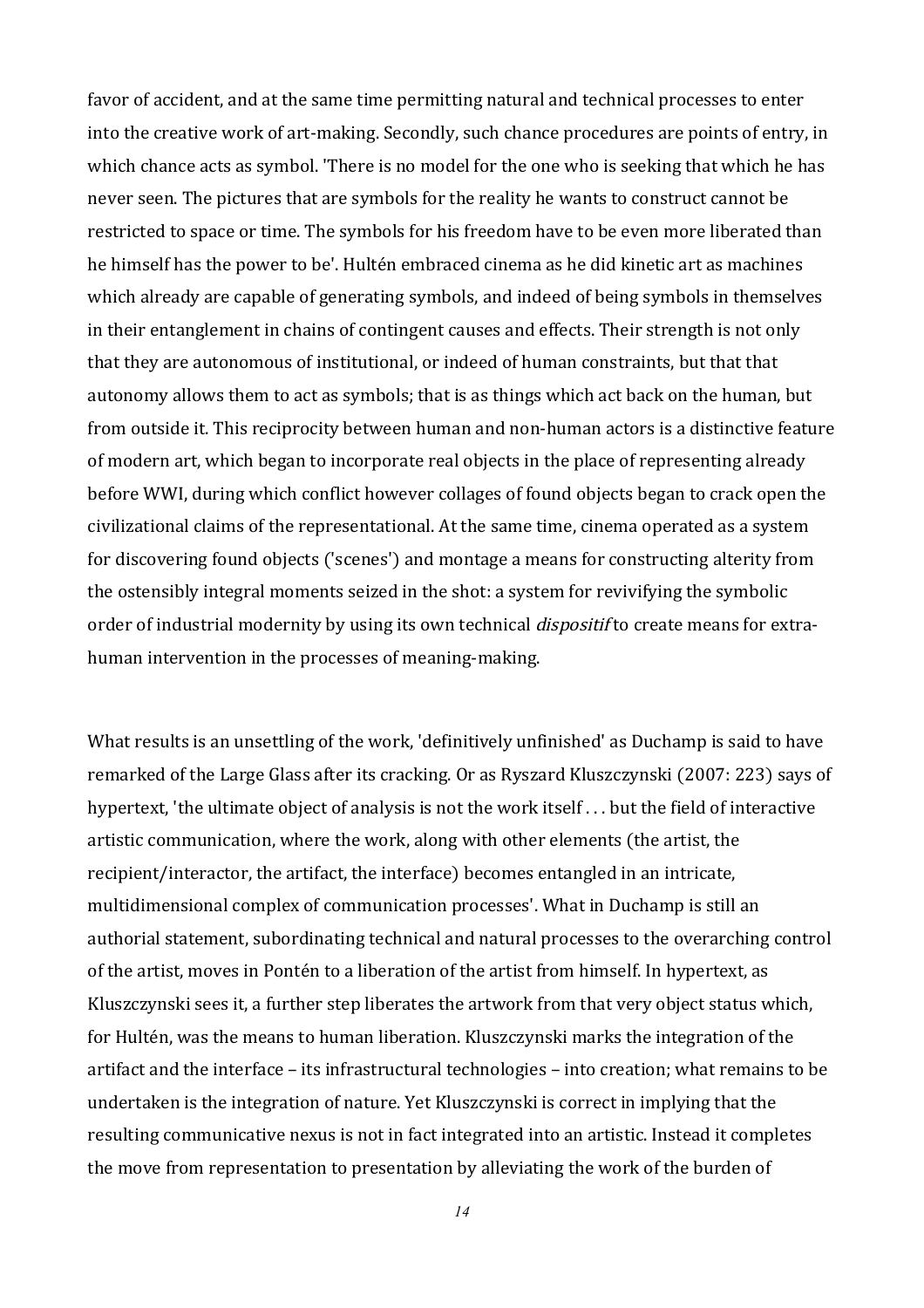favor of accident, and at the same time permitting natural and technical processes to enter into the creative work of art-making. Secondly, such chance procedures are points of entry, in which chance acts as symbol. 'There is no model for the one who is seeking that which he has never seen. The pictures that are symbols for the reality he wants to construct cannot be restricted to space or time. The symbols for his freedom have to be even more liberated than he himself has the power to be'. Hultén embraced cinema as he did kinetic art as machines which already are capable of generating symbols, and indeed of being symbols in themselves in their entanglement in chains of contingent causes and effects. Their strength is not only that they are autonomous of institutional, or indeed of human constraints, but that that autonomy allows them to act as symbols; that is as things which act back on the human, but from outside it. This reciprocity between human and non-human actors is a distinctive feature of modern art, which began to incorporate real objects in the place of representing already before WWI, during which conflict however collages of found objects began to crack open the civilizational claims of the representational. At the same time, cinema operated as a system for discovering found objects ('scenes') and montage a means for constructing alterity from the ostensibly integral moments seized in the shot: a system for revivifying the symbolic order of industrial modernity by using its own technical *dispositif* to create means for extra-human intervention in the processes of meaning-making.

What results is an unsettling of the work, 'definitively unfinished' as Duchamp is said to have remarked of the Large Glass after its cracking. Or as Ryszard Kluszczynski (2007: 223) says of hypertext, 'the ultimate object of analysis is not the work itself . . . but the field of interactive artistic communication, where the work, along with other elements (the artist, the recipient/interactor, the artifact, the interface) becomes entangled in an intricate, multidimensional complex of communication processes'. What in Duchamp is still an authorial statement, subordinating technical and natural processes to the overarching control of the artist, moves in Pontén to a liberation of the artist from himself. In hypertext, as Kluszczynski sees it, a further step liberates the artwork from that very object status which, for Hultén, was the means to human liberation. Kluszczynski marks the integration of the artifact and the interface – its infrastructural technologies – into creation; what remains to be undertaken is the integration of nature. Yet Kluszczynski is correct in implying that the resulting communicative nexus is not in fact integrated into an artistic. Instead it completes the move from representation to presentation by alleviating the work of the burden of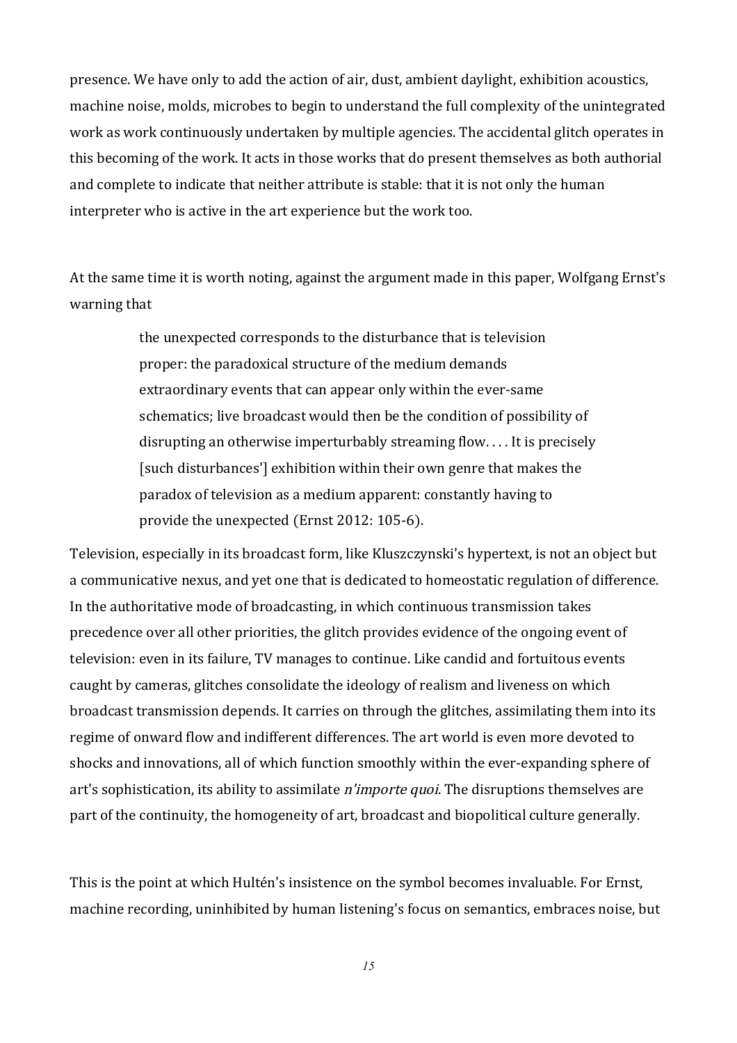presence. We have only to add the action of air, dust, ambient daylight, exhibition acoustics, machine noise, molds, microbes to begin to understand the full complexity of the unintegrated work as work continuously undertaken by multiple agencies. The accidental glitch operates in this becoming of the work. It acts in those works that do present themselves as both authorial and complete to indicate that neither attribute is stable: that it is not only the human interpreter who is active in the art experience but the work too.

At the same time it is worth noting, against the argument made in this paper, Wolfgang Ernst's warning that

> the unexpected corresponds to the disturbance that is television proper: the paradoxical structure of the medium demands extraordinary events that can appear only within the ever-same schematics; live broadcast would then be the condition of possibility of disrupting an otherwise imperturbably streaming flow. . . . It is precisely [such disturbances'] exhibition within their own genre that makes the paradox of television as a medium apparent: constantly having to provide the unexpected (Ernst 2012: 105-6).

Television, especially in its broadcast form, like Kluszczynski's hypertext, is not an object but a communicative nexus, and yet one that is dedicated to homeostatic regulation of difference. In the authoritative mode of broadcasting, in which continuous transmission takes precedence over all other priorities, the glitch provides evidence of the ongoing event of television: even in its failure, TV manages to continue. Like candid and fortuitous events caught by cameras, glitches consolidate the ideology of realism and liveness on which broadcast transmission depends. It carries on through the glitches, assimilating them into its regime of onward flow and indifferent differences. The art world is even more devoted to shocks and innovations, all of which function smoothly within the ever-expanding sphere of art's sophistication, its ability to assimilate *n'importe quoi*. The disruptions themselves are part of the continuity, the homogeneity of art, broadcast and biopolitical culture generally.

This is the point at which Hultén's insistence on the symbol becomes invaluable. For Ernst, machine recording, uninhibited by human listening's focus on semantics, embraces noise, but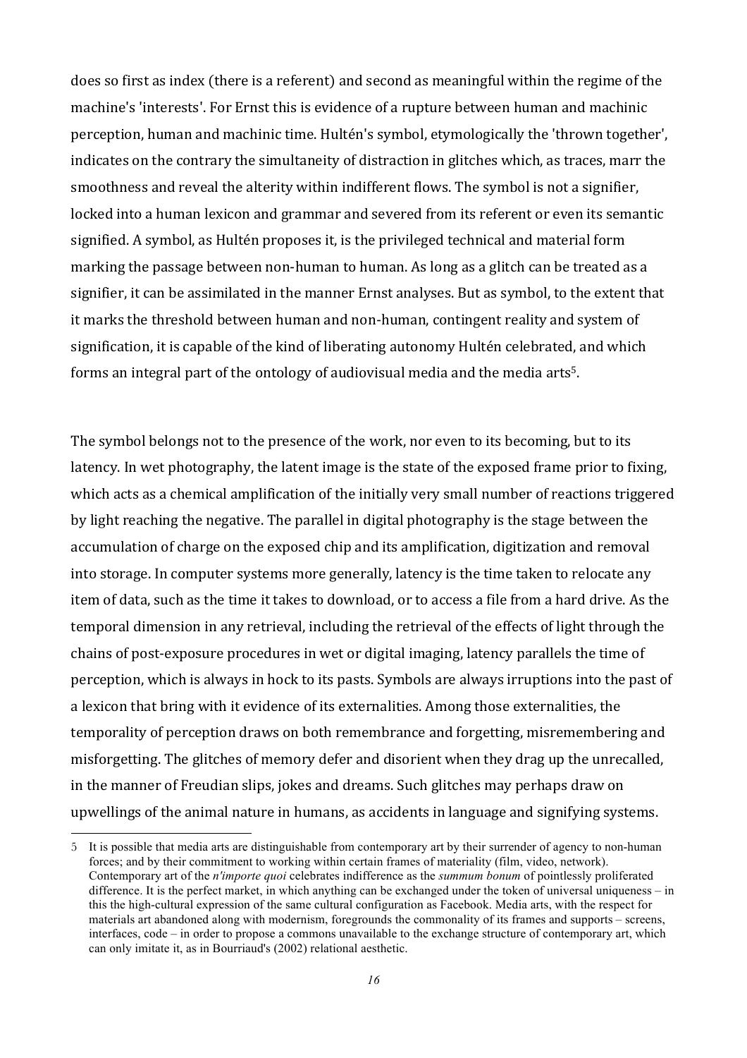does so first as index (there is a referent) and second as meaningful within the regime of the machine's 'interests'. For Ernst this is evidence of a rupture between human and machinic perception, human and machinic time. Hultén's symbol, etymologically the 'thrown together', indicates on the contrary the simultaneity of distraction in glitches which, as traces, marr the smoothness and reveal the alterity within indifferent flows. The symbol is not a signifier, locked into a human lexicon and grammar and severed from its referent or even its semantic signified. A symbol, as Hultén proposes it, is the privileged technical and material form marking the passage between non-human to human. As long as a glitch can be treated as a signifier, it can be assimilated in the manner Ernst analyses. But as symbol, to the extent that it marks the threshold between human and non-human, contingent reality and system of signification, it is capable of the kind of liberating autonomy Hultén celebrated, and which forms an integral part of the ontology of audiovisual media and the media arts[5].

The symbol belongs not to the presence of the work, nor even to its becoming, but to its latency. In wet photography, the latent image is the state of the exposed frame prior to fixing, which acts as a chemical amplification of the initially very small number of reactions triggered by light reaching the negative. The parallel in digital photography is the stage between the accumulation of charge on the exposed chip and its amplification, digitization and removal into storage. In computer systems more generally, latency is the time taken to relocate any item of data, such as the time it takes to download, or to access a file from a hard drive. As the temporal dimension in any retrieval, including the retrieval of the effects of light through the chains of post-exposure procedures in wet or digital imaging, latency parallels the time of perception, which is always in hock to its pasts. Symbols are always irruptions into the past of a lexicon that bring with it evidence of its externalities. Among those externalities, the temporality of perception draws on both remembrance and forgetting, misremembering and misforgetting. The glitches of memory defer and disorient when they drag up the unrecalled, in the manner of Freudian slips, jokes and dreams. Such glitches may perhaps draw on upwellings of the animal nature in humans, as accidents in language and signifying systems.

---

5 It is possible that media arts are distinguishable from contemporary art by their surrender of agency to non-human forces; and by their commitment to working within certain frames of materiality (film, video, network). Contemporary art of the *n'importe quoi* celebrates indifference as the *summum bonum* of pointlessly proliferated difference. It is the perfect market, in which anything can be exchanged under the token of universal uniqueness – in this the high-cultural expression of the same cultural configuration as Facebook. Media arts, with the respect for materials art abandoned along with modernism, foregrounds the commonality of its frames and supports – screens, interfaces, code – in order to propose a commons unavailable to the exchange structure of contemporary art, which can only imitate it, as in Bourriaud's (2002) relational aesthetic.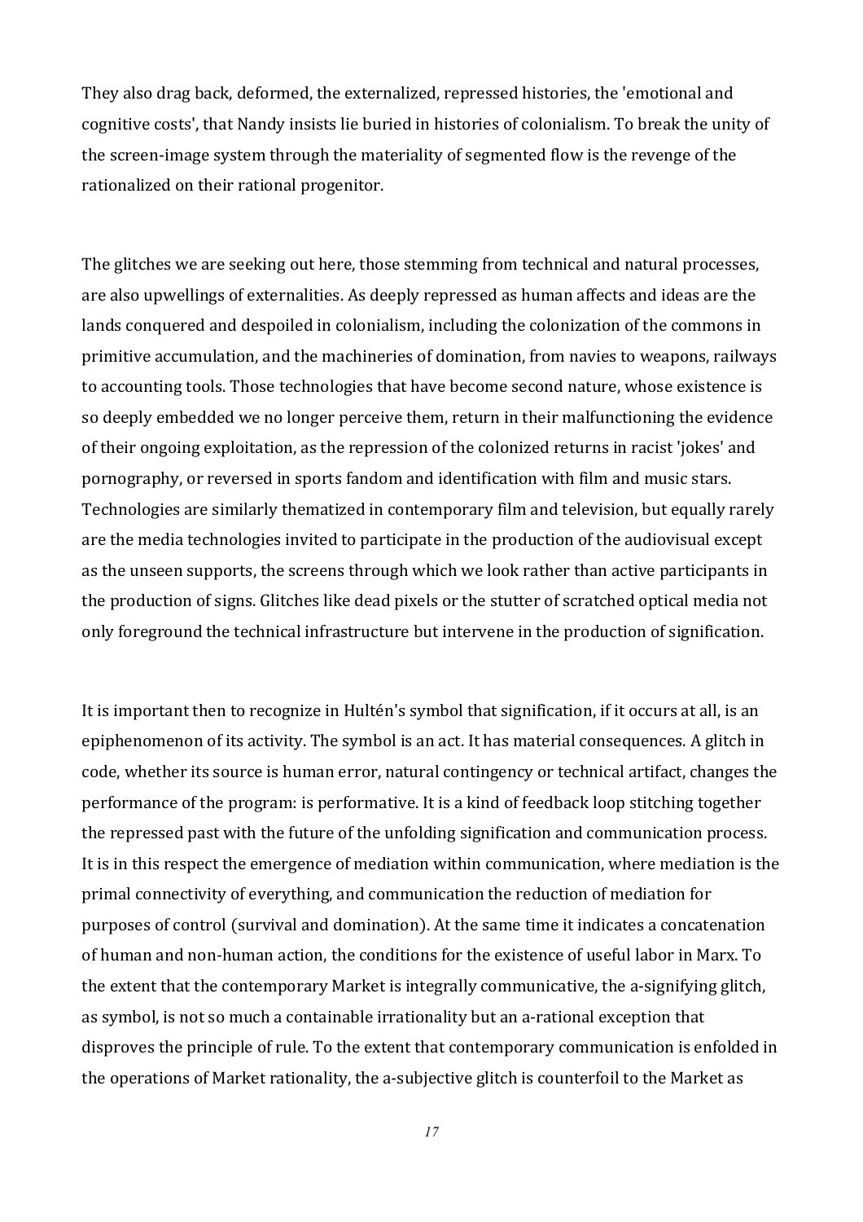They also drag back, deformed, the externalized, repressed histories, the 'emotional and cognitive costs', that Nandy insists lie buried in histories of colonialism. To break the unity of the screen-image system through the materiality of segmented flow is the revenge of the rationalized on their rational progenitor.

The glitches we are seeking out here, those stemming from technical and natural processes, are also upwellings of externalities. As deeply repressed as human affects and ideas are the lands conquered and despoiled in colonialism, including the colonization of the commons in primitive accumulation, and the machineries of domination, from navies to weapons, railways to accounting tools. Those technologies that have become second nature, whose existence is so deeply embedded we no longer perceive them, return in their malfunctioning the evidence of their ongoing exploitation, as the repression of the colonized returns in racist 'jokes' and pornography, or reversed in sports fandom and identification with film and music stars. Technologies are similarly thematized in contemporary film and television, but equally rarely are the media technologies invited to participate in the production of the audiovisual except as the unseen supports, the screens through which we look rather than active participants in the production of signs. Glitches like dead pixels or the stutter of scratched optical media not only foreground the technical infrastructure but intervene in the production of signification.

It is important then to recognize in Hultén's symbol that signification, if it occurs at all, is an epiphenomenon of its activity. The symbol is an act. It has material consequences. A glitch in code, whether its source is human error, natural contingency or technical artifact, changes the performance of the program: is performative. It is a kind of feedback loop stitching together the repressed past with the future of the unfolding signification and communication process. It is in this respect the emergence of mediation within communication, where mediation is the primal connectivity of everything, and communication the reduction of mediation for purposes of control (survival and domination). At the same time it indicates a concatenation of human and non-human action, the conditions for the existence of useful labor in Marx. To the extent that the contemporary Market is integrally communicative, the a-signifying glitch, as symbol, is not so much a containable irrationality but an a-rational exception that disproves the principle of rule. To the extent that contemporary communication is enfolded in the operations of Market rationality, the a-subjective glitch is counterfoil to the Market as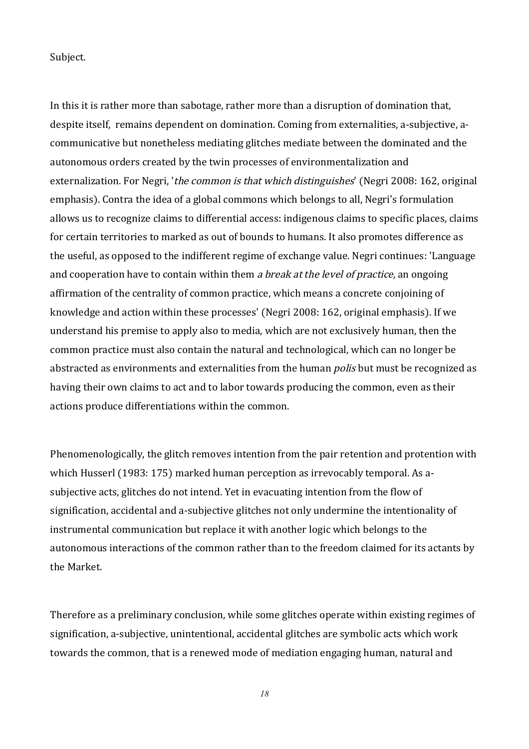Subject.

In this it is rather more than sabotage, rather more than a disruption of domination that, despite itself, remains dependent on domination. Coming from externalities, a-subjective, a-communicative but nonetheless mediating glitches mediate between the dominated and the autonomous orders created by the twin processes of environmentalization and externalization. For Negri, '*the common is that which distinguishes*' (Negri 2008: 162, original emphasis). Contra the idea of a global commons which belongs to all, Negri's formulation allows us to recognize claims to differential access: indigenous claims to specific places, claims for certain territories to marked as out of bounds to humans. It also promotes difference as the useful, as opposed to the indifferent regime of exchange value. Negri continues: 'Language and cooperation have to contain within them *a break at the level of practice*, an ongoing affirmation of the centrality of common practice, which means a concrete conjoining of knowledge and action within these processes' (Negri 2008: 162, original emphasis). If we understand his premise to apply also to media, which are not exclusively human, then the common practice must also contain the natural and technological, which can no longer be abstracted as environments and externalities from the human *polis* but must be recognized as having their own claims to act and to labor towards producing the common, even as their actions produce differentiations within the common.

Phenomenologically, the glitch removes intention from the pair retention and protention with which Husserl (1983: 175) marked human perception as irrevocably temporal. As a-subjective acts, glitches do not intend. Yet in evacuating intention from the flow of signification, accidental and a-subjective glitches not only undermine the intentionality of instrumental communication but replace it with another logic which belongs to the autonomous interactions of the common rather than to the freedom claimed for its actants by the Market.

Therefore as a preliminary conclusion, while some glitches operate within existing regimes of signification, a-subjective, unintentional, accidental glitches are symbolic acts which work towards the common, that is a renewed mode of mediation engaging human, natural and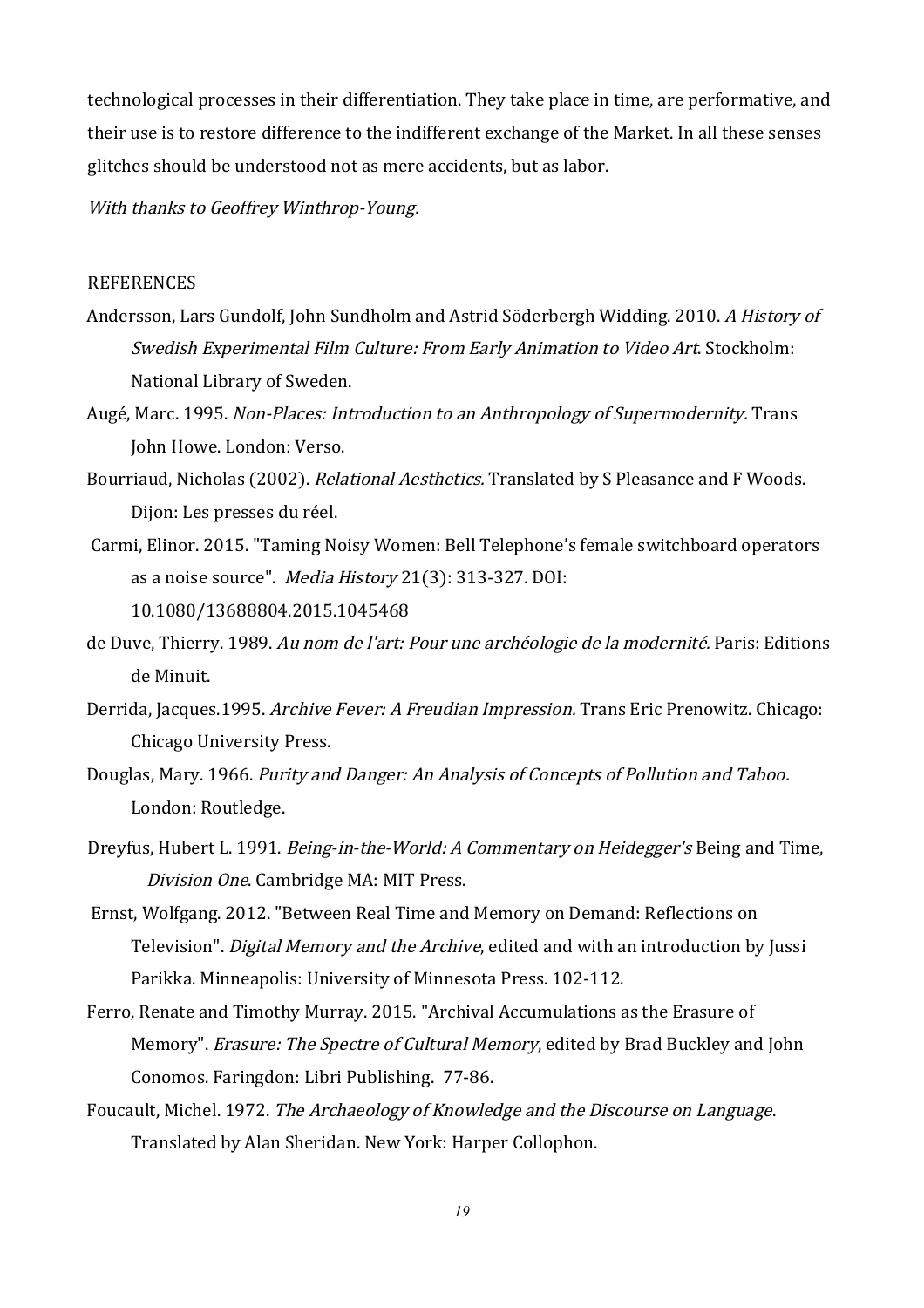technological processes in their differentiation. They take place in time, are performative, and their use is to restore difference to the indifferent exchange of the Market. In all these senses glitches should be understood not as mere accidents, but as labor.

*With thanks to Geoffrey Winthrop-Young.*

REFERENCES

Andersson, Lars Gundolf, John Sundholm and Astrid Söderbergh Widding. 2010. *A History of Swedish Experimental Film Culture: From Early Animation to Video Art*. Stockholm: National Library of Sweden.

Augé, Marc. 1995. *Non-Places: Introduction to an Anthropology of Supermodernity.* Trans John Howe. London: Verso.

Bourriaud, Nicholas (2002). *Relational Aesthetics.* Translated by S Pleasance and F Woods. Dijon: Les presses du réel.

Carmi, Elinor. 2015. "Taming Noisy Women: Bell Telephone's female switchboard operators as a noise source". *Media History* 21(3): 313-327. DOI: 10.1080/13688804.2015.1045468

de Duve, Thierry. 1989. *Au nom de l'art: Pour une archéologie de la modernité.* Paris: Editions de Minuit.

Derrida, Jacques.1995. *Archive Fever: A Freudian Impression.* Trans Eric Prenowitz. Chicago: Chicago University Press.

Douglas, Mary. 1966. *Purity and Danger: An Analysis of Concepts of Pollution and Taboo.* London: Routledge.

Dreyfus, Hubert L. 1991. *Being-in-the-World: A Commentary on Heidegger's* Being and Time, *Division One*. Cambridge MA: MIT Press.

Ernst, Wolfgang. 2012. "Between Real Time and Memory on Demand: Reflections on Television". *Digital Memory and the Archive*, edited and with an introduction by Jussi Parikka. Minneapolis: University of Minnesota Press. 102-112.

Ferro, Renate and Timothy Murray. 2015. "Archival Accumulations as the Erasure of Memory". *Erasure: The Spectre of Cultural Memory*, edited by Brad Buckley and John Conomos. Faringdon: Libri Publishing. 77-86.

Foucault, Michel. 1972. *The Archaeology of Knowledge and the Discourse on Language*. Translated by Alan Sheridan. New York: Harper Collophon.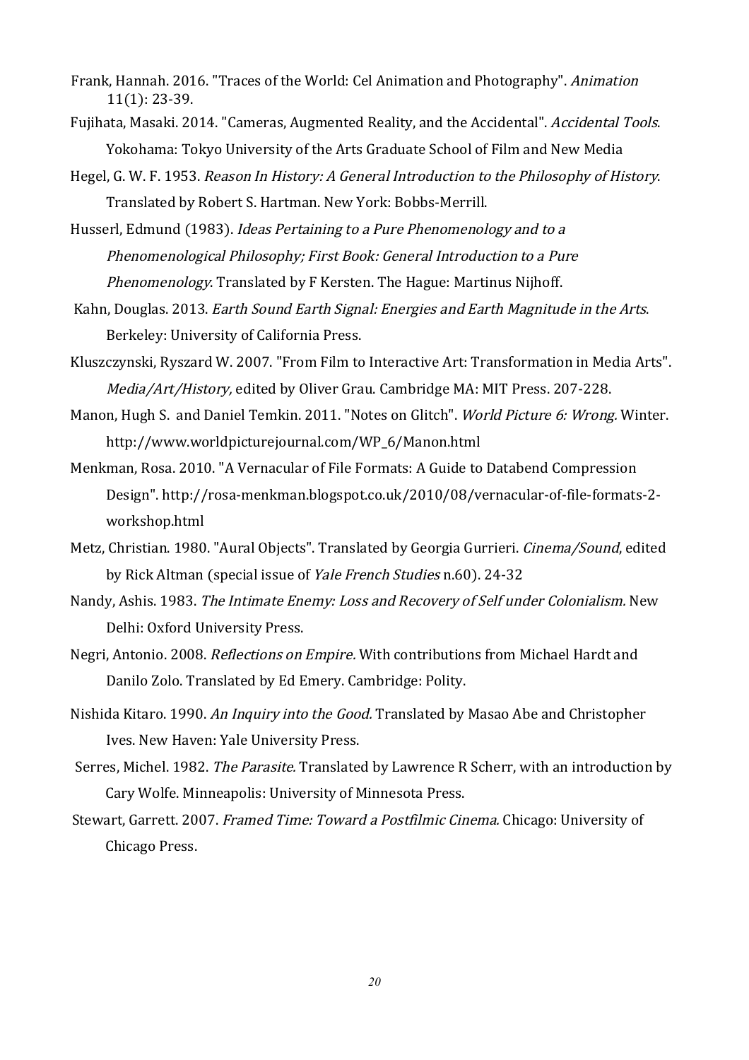Frank, Hannah. 2016. "Traces of the World: Cel Animation and Photography". *Animation* 11(1): 23-39.

Fujihata, Masaki. 2014. "Cameras, Augmented Reality, and the Accidental". *Accidental Tools*. Yokohama: Tokyo University of the Arts Graduate School of Film and New Media

Hegel, G. W. F. 1953. *Reason In History: A General Introduction to the Philosophy of History*. Translated by Robert S. Hartman. New York: Bobbs-Merrill.

Husserl, Edmund (1983). *Ideas Pertaining to a Pure Phenomenology and to a Phenomenological Philosophy; First Book: General Introduction to a Pure Phenomenology*. Translated by F Kersten. The Hague: Martinus Nijhoff.

Kahn, Douglas. 2013. *Earth Sound Earth Signal: Energies and Earth Magnitude in the Arts*. Berkeley: University of California Press.

Kluszczynski, Ryszard W. 2007. "From Film to Interactive Art: Transformation in Media Arts". *Media/Art/History,* edited by Oliver Grau. Cambridge MA: MIT Press. 207-228.

Manon, Hugh S. and Daniel Temkin. 2011. "Notes on Glitch". *World Picture 6: Wrong.* Winter. http://www.worldpicturejournal.com/WP_6/Manon.html

Menkman, Rosa. 2010. "A Vernacular of File Formats: A Guide to Databend Compression Design". http://rosa-menkman.blogspot.co.uk/2010/08/vernacular-of-file-formats-2-workshop.html

Metz, Christian. 1980. "Aural Objects". Translated by Georgia Gurrieri. *Cinema/Sound*, edited by Rick Altman (special issue of *Yale French Studies* n.60). 24-32

Nandy, Ashis. 1983. *The Intimate Enemy: Loss and Recovery of Self under Colonialism.* New Delhi: Oxford University Press.

Negri, Antonio. 2008. *Reflections on Empire.* With contributions from Michael Hardt and Danilo Zolo. Translated by Ed Emery. Cambridge: Polity.

Nishida Kitaro. 1990. *An Inquiry into the Good.* Translated by Masao Abe and Christopher Ives. New Haven: Yale University Press.

Serres, Michel. 1982. *The Parasite.* Translated by Lawrence R Scherr, with an introduction by Cary Wolfe. Minneapolis: University of Minnesota Press.

Stewart, Garrett. 2007. *Framed Time: Toward a Postfilmic Cinema.* Chicago: University of Chicago Press.